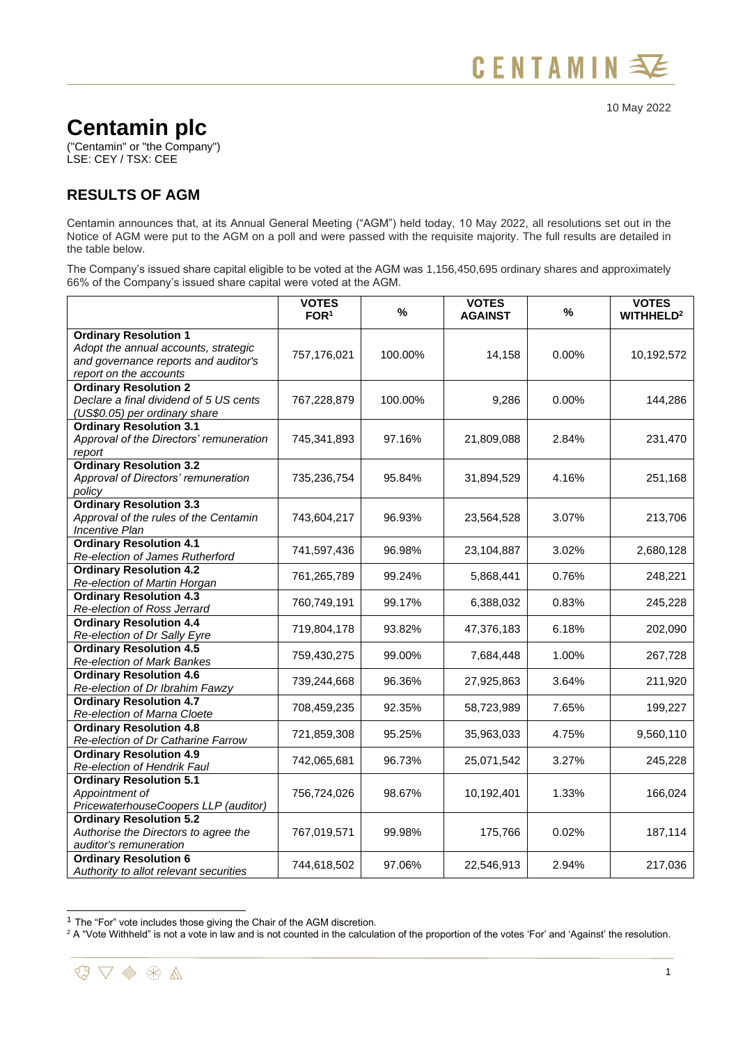10 May 2022

# Centamin plc

("Centamin" or "the Company")
LSE: CEY / TSX: CEE

## RESULTS OF AGM

Centamin announces that, at its Annual General Meeting ("AGM") held today, 10 May 2022, all resolutions set out in the Notice of AGM were put to the AGM on a poll and were passed with the requisite majority. The full results are detailed in the table below.

The Company's issued share capital eligible to be voted at the AGM was 1,156,450,695 ordinary shares and approximately 66% of the Company's issued share capital were voted at the AGM.

| | VOTES FOR[1] | % | VOTES AGAINST | % | VOTES WITHHELD[2] |
|---|---|---|---|---|---|
| **Ordinary Resolution 1** *Adopt the annual accounts, strategic and governance reports and auditor's report on the accounts* | 757,176,021 | 100.00% | 14,158 | 0.00% | 10,192,572 |
| **Ordinary Resolution 2** *Declare a final dividend of 5 US cents (US$0.05) per ordinary share* | 767,228,879 | 100.00% | 9,286 | 0.00% | 144,286 |
| **Ordinary Resolution 3.1** *Approval of the Directors' remuneration report* | 745,341,893 | 97.16% | 21,809,088 | 2.84% | 231,470 |
| **Ordinary Resolution 3.2** *Approval of Directors' remuneration policy* | 735,236,754 | 95.84% | 31,894,529 | 4.16% | 251,168 |
| **Ordinary Resolution 3.3** *Approval of the rules of the Centamin Incentive Plan* | 743,604,217 | 96.93% | 23,564,528 | 3.07% | 213,706 |
| **Ordinary Resolution 4.1** *Re-election of James Rutherford* | 741,597,436 | 96.98% | 23,104,887 | 3.02% | 2,680,128 |
| **Ordinary Resolution 4.2** *Re-election of Martin Horgan* | 761,265,789 | 99.24% | 5,868,441 | 0.76% | 248,221 |
| **Ordinary Resolution 4.3** *Re-election of Ross Jerrard* | 760,749,191 | 99.17% | 6,388,032 | 0.83% | 245,228 |
| **Ordinary Resolution 4.4** *Re-election of Dr Sally Eyre* | 719,804,178 | 93.82% | 47,376,183 | 6.18% | 202,090 |
| **Ordinary Resolution 4.5** *Re-election of Mark Bankes* | 759,430,275 | 99.00% | 7,684,448 | 1.00% | 267,728 |
| **Ordinary Resolution 4.6** *Re-election of Dr Ibrahim Fawzy* | 739,244,668 | 96.36% | 27,925,863 | 3.64% | 211,920 |
| **Ordinary Resolution 4.7** *Re-election of Marna Cloete* | 708,459,235 | 92.35% | 58,723,989 | 7.65% | 199,227 |
| **Ordinary Resolution 4.8** *Re-election of Dr Catharine Farrow* | 721,859,308 | 95.25% | 35,963,033 | 4.75% | 9,560,110 |
| **Ordinary Resolution 4.9** *Re-election of Hendrik Faul* | 742,065,681 | 96.73% | 25,071,542 | 3.27% | 245,228 |
| **Ordinary Resolution 5.1** *Appointment of PricewaterhouseCoopers LLP (auditor)* | 756,724,026 | 98.67% | 10,192,401 | 1.33% | 166,024 |
| **Ordinary Resolution 5.2** *Authorise the Directors to agree the auditor's remuneration* | 767,019,571 | 99.98% | 175,766 | 0.02% | 187,114 |
| **Ordinary Resolution 6** *Authority to allot relevant securities* | 744,618,502 | 97.06% | 22,546,913 | 2.94% | 217,036 |

[1] The "For" vote includes those giving the Chair of the AGM discretion.

[2] A "Vote Withheld" is not a vote in law and is not counted in the calculation of the proportion of the votes 'For' and 'Against' the resolution.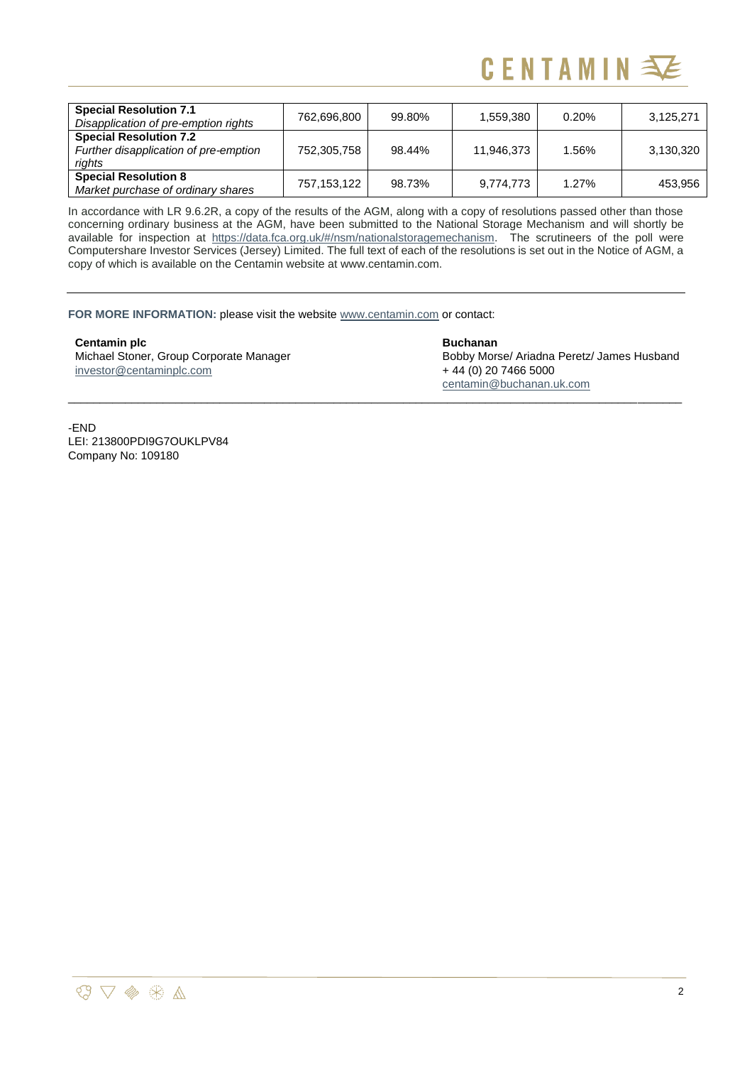| | | | | | |
|---|---|---|---|---|---|
| **Special Resolution 7.1** *Disapplication of pre-emption rights* | 762,696,800 | 99.80% | 1,559,380 | 0.20% | 3,125,271 |
| **Special Resolution 7.2** *Further disapplication of pre-emption rights* | 752,305,758 | 98.44% | 11,946,373 | 1.56% | 3,130,320 |
| **Special Resolution 8** *Market purchase of ordinary shares* | 757,153,122 | 98.73% | 9,774,773 | 1.27% | 453,956 |

In accordance with LR 9.6.2R, a copy of the results of the AGM, along with a copy of resolutions passed other than those concerning ordinary business at the AGM, have been submitted to the National Storage Mechanism and will shortly be available for inspection at https://data.fca.org.uk/#/nsm/nationalstoragemechanism. The scrutineers of the poll were Computershare Investor Services (Jersey) Limited. The full text of each of the resolutions is set out in the Notice of AGM, a copy of which is available on the Centamin website at www.centamin.com.

---

**FOR MORE INFORMATION:** please visit the website www.centamin.com or contact:

**Centamin plc**
Michael Stoner, Group Corporate Manager
investor@centaminplc.com

**Buchanan**
Bobby Morse/ Ariadna Peretz/ James Husband
+ 44 (0) 20 7466 5000
centamin@buchanan.uk.com

---

-END
LEI: 213800PDI9G7OUKLPV84
Company No: 109180